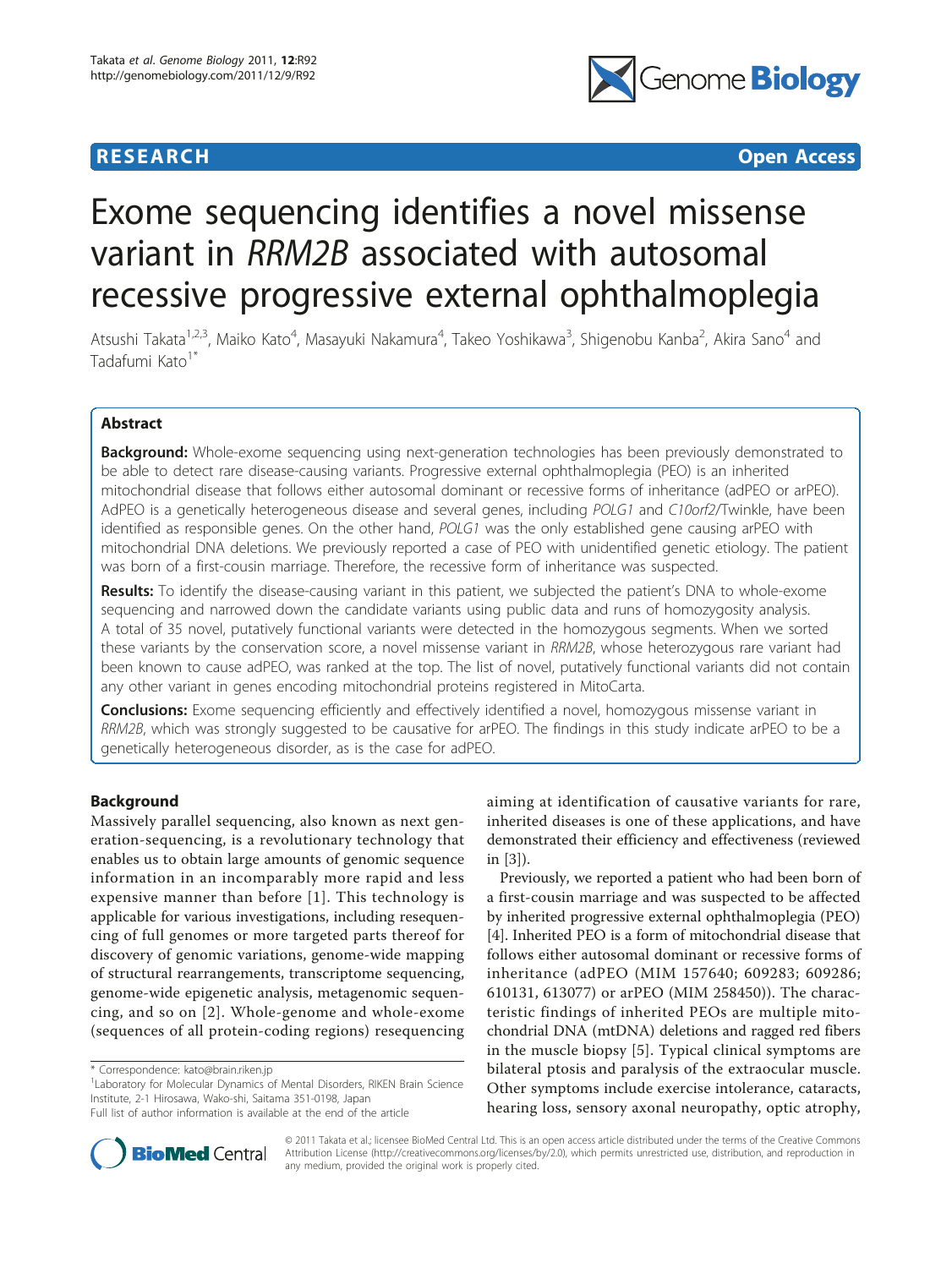RESEARCH Open Access

# Exome sequencing identifies a novel missense variant in *RRM2B* associated with autosomal recessive progressive external ophthalmoplegia

Atsushi Takata[1,2,3], Maiko Kato[4], Masayuki Nakamura[4], Takeo Yoshikawa[3], Shigenobu Kanba[2], Akira Sano[4] and Tadafumi Kato[1*]

## Abstract

**Background:** Whole-exome sequencing using next-generation technologies has been previously demonstrated to be able to detect rare disease-causing variants. Progressive external ophthalmoplegia (PEO) is an inherited mitochondrial disease that follows either autosomal dominant or recessive forms of inheritance (adPEO or arPEO). AdPEO is a genetically heterogeneous disease and several genes, including *POLG1* and *C10orf2*/Twinkle, have been identified as responsible genes. On the other hand, *POLG1* was the only established gene causing arPEO with mitochondrial DNA deletions. We previously reported a case of PEO with unidentified genetic etiology. The patient was born of a first-cousin marriage. Therefore, the recessive form of inheritance was suspected.

**Results:** To identify the disease-causing variant in this patient, we subjected the patient's DNA to whole-exome sequencing and narrowed down the candidate variants using public data and runs of homozygosity analysis. A total of 35 novel, putatively functional variants were detected in the homozygous segments. When we sorted these variants by the conservation score, a novel missense variant in *RRM2B*, whose heterozygous rare variant had been known to cause adPEO, was ranked at the top. The list of novel, putatively functional variants did not contain any other variant in genes encoding mitochondrial proteins registered in MitoCarta.

**Conclusions:** Exome sequencing efficiently and effectively identified a novel, homozygous missense variant in *RRM2B*, which was strongly suggested to be causative for arPEO. The findings in this study indicate arPEO to be a genetically heterogeneous disorder, as is the case for adPEO.

## Background

Massively parallel sequencing, also known as next generation-sequencing, is a revolutionary technology that enables us to obtain large amounts of genomic sequence information in an incomparably more rapid and less expensive manner than before [1]. This technology is applicable for various investigations, including resequencing of full genomes or more targeted parts thereof for discovery of genomic variations, genome-wide mapping of structural rearrangements, transcriptome sequencing, genome-wide epigenetic analysis, metagenomic sequencing, and so on [2]. Whole-genome and whole-exome (sequences of all protein-coding regions) resequencing aiming at identification of causative variants for rare, inherited diseases is one of these applications, and have demonstrated their efficiency and effectiveness (reviewed in [3]).

Previously, we reported a patient who had been born of a first-cousin marriage and was suspected to be affected by inherited progressive external ophthalmoplegia (PEO) [4]. Inherited PEO is a form of mitochondrial disease that follows either autosomal dominant or recessive forms of inheritance (adPEO (MIM 157640; 609283; 609286; 610131, 613077) or arPEO (MIM 258450)). The characteristic findings of inherited PEOs are multiple mitochondrial DNA (mtDNA) deletions and ragged red fibers in the muscle biopsy [5]. Typical clinical symptoms are bilateral ptosis and paralysis of the extraocular muscle. Other symptoms include exercise intolerance, cataracts, hearing loss, sensory axonal neuropathy, optic atrophy,

\* Correspondence: kato@brain.riken.jp

[1]Laboratory for Molecular Dynamics of Mental Disorders, RIKEN Brain Science Institute, 2-1 Hirosawa, Wako-shi, Saitama 351-0198, Japan

Full list of author information is available at the end of the article

© 2011 Takata et al.; licensee BioMed Central Ltd. This is an open access article distributed under the terms of the Creative Commons Attribution License (http://creativecommons.org/licenses/by/2.0), which permits unrestricted use, distribution, and reproduction in any medium, provided the original work is properly cited.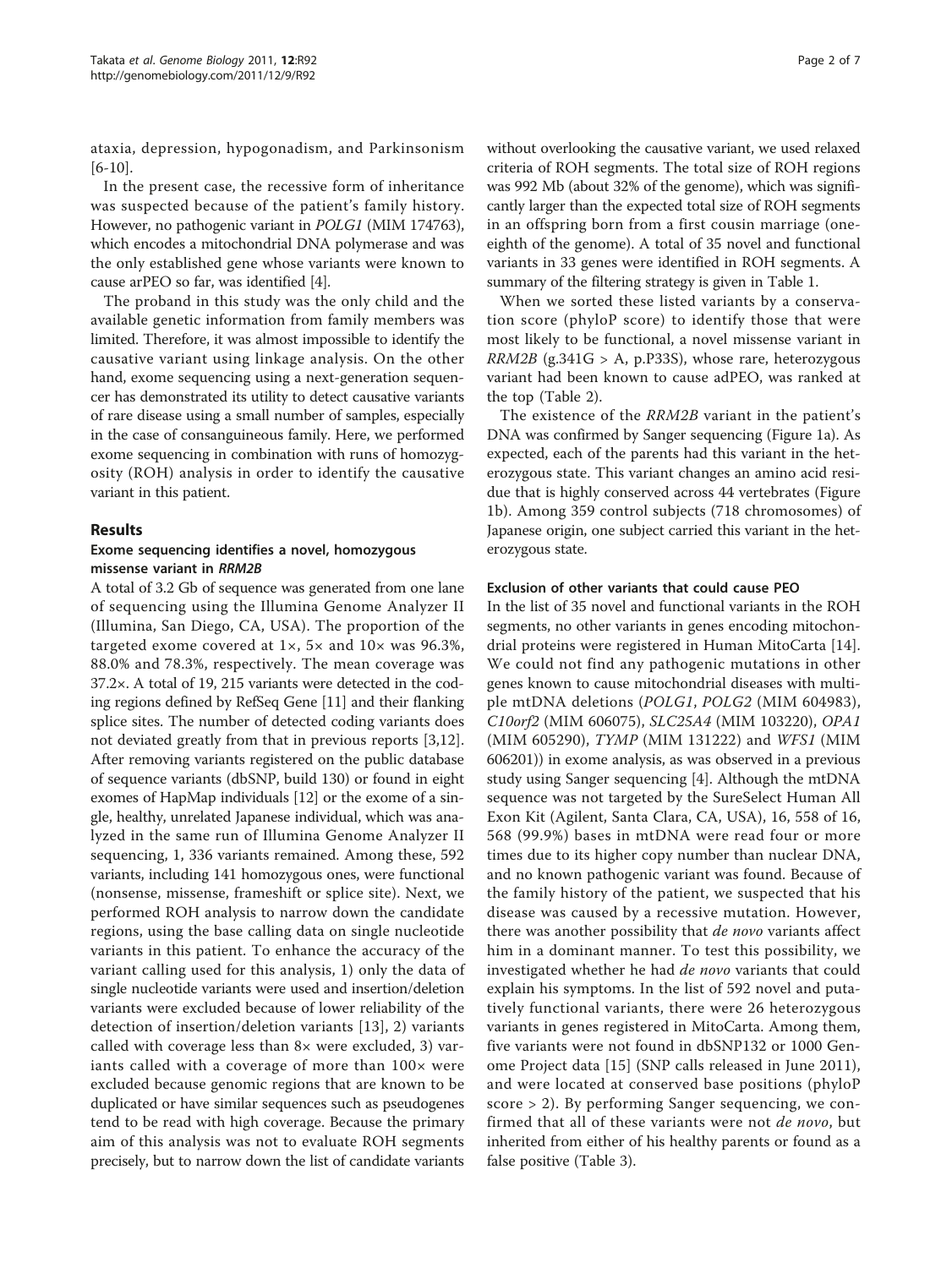ataxia, depression, hypogonadism, and Parkinsonism [6-10].

In the present case, the recessive form of inheritance was suspected because of the patient's family history. However, no pathogenic variant in *POLG1* (MIM 174763), which encodes a mitochondrial DNA polymerase and was the only established gene whose variants were known to cause arPEO so far, was identified [4].

The proband in this study was the only child and the available genetic information from family members was limited. Therefore, it was almost impossible to identify the causative variant using linkage analysis. On the other hand, exome sequencing using a next-generation sequencer has demonstrated its utility to detect causative variants of rare disease using a small number of samples, especially in the case of consanguineous family. Here, we performed exome sequencing in combination with runs of homozygosity (ROH) analysis in order to identify the causative variant in this patient.

## Results

### Exome sequencing identifies a novel, homozygous missense variant in *RRM2B*

A total of 3.2 Gb of sequence was generated from one lane of sequencing using the Illumina Genome Analyzer II (Illumina, San Diego, CA, USA). The proportion of the targeted exome covered at 1×, 5× and 10× was 96.3%, 88.0% and 78.3%, respectively. The mean coverage was 37.2×. A total of 19, 215 variants were detected in the coding regions defined by RefSeq Gene [11] and their flanking splice sites. The number of detected coding variants does not deviated greatly from that in previous reports [3,12]. After removing variants registered on the public database of sequence variants (dbSNP, build 130) or found in eight exomes of HapMap individuals [12] or the exome of a single, healthy, unrelated Japanese individual, which was analyzed in the same run of Illumina Genome Analyzer II sequencing, 1, 336 variants remained. Among these, 592 variants, including 141 homozygous ones, were functional (nonsense, missense, frameshift or splice site). Next, we performed ROH analysis to narrow down the candidate regions, using the base calling data on single nucleotide variants in this patient. To enhance the accuracy of the variant calling used for this analysis, 1) only the data of single nucleotide variants were used and insertion/deletion variants were excluded because of lower reliability of the detection of insertion/deletion variants [13], 2) variants called with coverage less than 8× were excluded, 3) variants called with a coverage of more than 100× were excluded because genomic regions that are known to be duplicated or have similar sequences such as pseudogenes tend to be read with high coverage. Because the primary aim of this analysis was not to evaluate ROH segments precisely, but to narrow down the list of candidate variants without overlooking the causative variant, we used relaxed criteria of ROH segments. The total size of ROH regions was 992 Mb (about 32% of the genome), which was significantly larger than the expected total size of ROH segments in an offspring born from a first cousin marriage (one-eighth of the genome). A total of 35 novel and functional variants in 33 genes were identified in ROH segments. A summary of the filtering strategy is given in Table 1.

When we sorted these listed variants by a conservation score (phyloP score) to identify those that were most likely to be functional, a novel missense variant in *RRM2B* (g.341G > A, p.P33S), whose rare, heterozygous variant had been known to cause adPEO, was ranked at the top (Table 2).

The existence of the *RRM2B* variant in the patient's DNA was confirmed by Sanger sequencing (Figure 1a). As expected, each of the parents had this variant in the heterozygous state. This variant changes an amino acid residue that is highly conserved across 44 vertebrates (Figure 1b). Among 359 control subjects (718 chromosomes) of Japanese origin, one subject carried this variant in the heterozygous state.

### Exclusion of other variants that could cause PEO

In the list of 35 novel and functional variants in the ROH segments, no other variants in genes encoding mitochondrial proteins were registered in Human MitoCarta [14]. We could not find any pathogenic mutations in other genes known to cause mitochondrial diseases with multiple mtDNA deletions (*POLG1*, *POLG2* (MIM 604983), *C10orf2* (MIM 606075), *SLC25A4* (MIM 103220), *OPA1* (MIM 605290), *TYMP* (MIM 131222) and *WFS1* (MIM 606201)) in exome analysis, as was observed in a previous study using Sanger sequencing [4]. Although the mtDNA sequence was not targeted by the SureSelect Human All Exon Kit (Agilent, Santa Clara, CA, USA), 16, 558 of 16, 568 (99.9%) bases in mtDNA were read four or more times due to its higher copy number than nuclear DNA, and no known pathogenic variant was found. Because of the family history of the patient, we suspected that his disease was caused by a recessive mutation. However, there was another possibility that *de novo* variants affect him in a dominant manner. To test this possibility, we investigated whether he had *de novo* variants that could explain his symptoms. In the list of 592 novel and putatively functional variants, there were 26 heterozygous variants in genes registered in MitoCarta. Among them, five variants were not found in dbSNP132 or 1000 Genome Project data [15] (SNP calls released in June 2011), and were located at conserved base positions (phyloP score > 2). By performing Sanger sequencing, we confirmed that all of these variants were not *de novo*, but inherited from either of his healthy parents or found as a false positive (Table 3).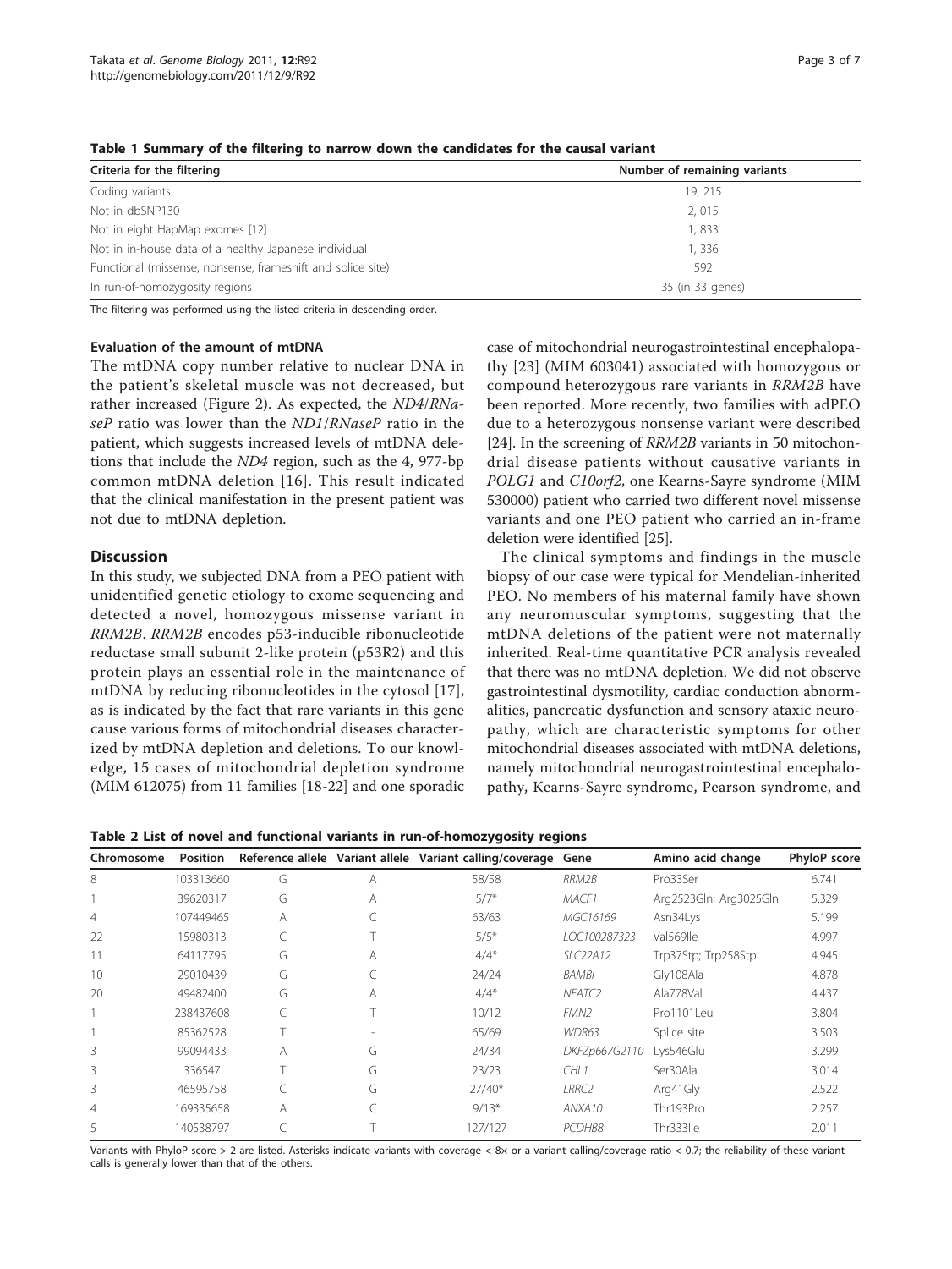**Table 1 Summary of the filtering to narrow down the candidates for the causal variant**

| Criteria for the filtering | Number of remaining variants |
| --- | --- |
| Coding variants | 19, 215 |
| Not in dbSNP130 | 2, 015 |
| Not in eight HapMap exomes [12] | 1, 833 |
| Not in in-house data of a healthy Japanese individual | 1, 336 |
| Functional (missense, nonsense, frameshift and splice site) | 592 |
| In run-of-homozygosity regions | 35 (in 33 genes) |

The filtering was performed using the listed criteria in descending order.

### Evaluation of the amount of mtDNA

The mtDNA copy number relative to nuclear DNA in the patient's skeletal muscle was not decreased, but rather increased (Figure 2). As expected, the *ND4*/*RNaseP* ratio was lower than the *ND1*/*RNaseP* ratio in the patient, which suggests increased levels of mtDNA deletions that include the *ND4* region, such as the 4, 977-bp common mtDNA deletion [16]. This result indicated that the clinical manifestation in the present patient was not due to mtDNA depletion.

## Discussion

In this study, we subjected DNA from a PEO patient with unidentified genetic etiology to exome sequencing and detected a novel, homozygous missense variant in *RRM2B*. *RRM2B* encodes p53-inducible ribonucleotide reductase small subunit 2-like protein (p53R2) and this protein plays an essential role in the maintenance of mtDNA by reducing ribonucleotides in the cytosol [17], as is indicated by the fact that rare variants in this gene cause various forms of mitochondrial diseases characterized by mtDNA depletion and deletions. To our knowledge, 15 cases of mitochondrial depletion syndrome (MIM 612075) from 11 families [18-22] and one sporadic case of mitochondrial neurogastrointestinal encephalopathy [23] (MIM 603041) associated with homozygous or compound heterozygous rare variants in *RRM2B* have been reported. More recently, two families with adPEO due to a heterozygous nonsense variant were described [24]. In the screening of *RRM2B* variants in 50 mitochondrial disease patients without causative variants in *POLG1* and *C10orf2*, one Kearns-Sayre syndrome (MIM 530000) patient who carried two different novel missense variants and one PEO patient who carried an in-frame deletion were identified [25].

The clinical symptoms and findings in the muscle biopsy of our case were typical for Mendelian-inherited PEO. No members of his maternal family have shown any neuromuscular symptoms, suggesting that the mtDNA deletions of the patient were not maternally inherited. Real-time quantitative PCR analysis revealed that there was no mtDNA depletion. We did not observe gastrointestinal dysmotility, cardiac conduction abnormalities, pancreatic dysfunction and sensory ataxic neuropathy, which are characteristic symptoms for other mitochondrial diseases associated with mtDNA deletions, namely mitochondrial neurogastrointestinal encephalopathy, Kearns-Sayre syndrome, Pearson syndrome, and

**Table 2 List of novel and functional variants in run-of-homozygosity regions**

| Chromosome | Position | Reference allele | Variant allele | Variant calling/coverage | Gene | Amino acid change | PhyloP score |
| --- | --- | --- | --- | --- | --- | --- | --- |
| 8 | 103313660 | G | A | 58/58 | *RRM2B* | Pro33Ser | 6.741 |
| 1 | 39620317 | G | A | 5/7* | *MACF1* | Arg2523Gln; Arg3025Gln | 5.329 |
| 4 | 107449465 | A | C | 63/63 | *MGC16169* | Asn34Lys | 5.199 |
| 22 | 15980313 | C | T | 5/5* | *LOC100287323* | Val569Ile | 4.997 |
| 11 | 64117795 | G | A | 4/4* | *SLC22A12* | Trp37Stp; Trp258Stp | 4.945 |
| 10 | 29010439 | G | C | 24/24 | *BAMBI* | Gly108Ala | 4.878 |
| 20 | 49482400 | G | A | 4/4* | *NFATC2* | Ala778Val | 4.437 |
| 1 | 238437608 | C | T | 10/12 | *FMN2* | Pro1101Leu | 3.804 |
| 1 | 85362528 | T | - | 65/69 | *WDR63* | Splice site | 3.503 |
| 3 | 99094433 | A | G | 24/34 | *DKFZp667G2110* | Lys546Glu | 3.299 |
| 3 | 336547 | T | G | 23/23 | *CHL1* | Ser30Ala | 3.014 |
| 3 | 46595758 | C | G | 27/40* | *LRRC2* | Arg41Gly | 2.522 |
| 4 | 169335658 | A | C | 9/13* | *ANXA10* | Thr193Pro | 2.257 |
| 5 | 140538797 | C | T | 127/127 | *PCDHB8* | Thr333Ile | 2.011 |

Variants with PhyloP score > 2 are listed. Asterisks indicate variants with coverage < 8× or a variant calling/coverage ratio < 0.7; the reliability of these variant calls is generally lower than that of the others.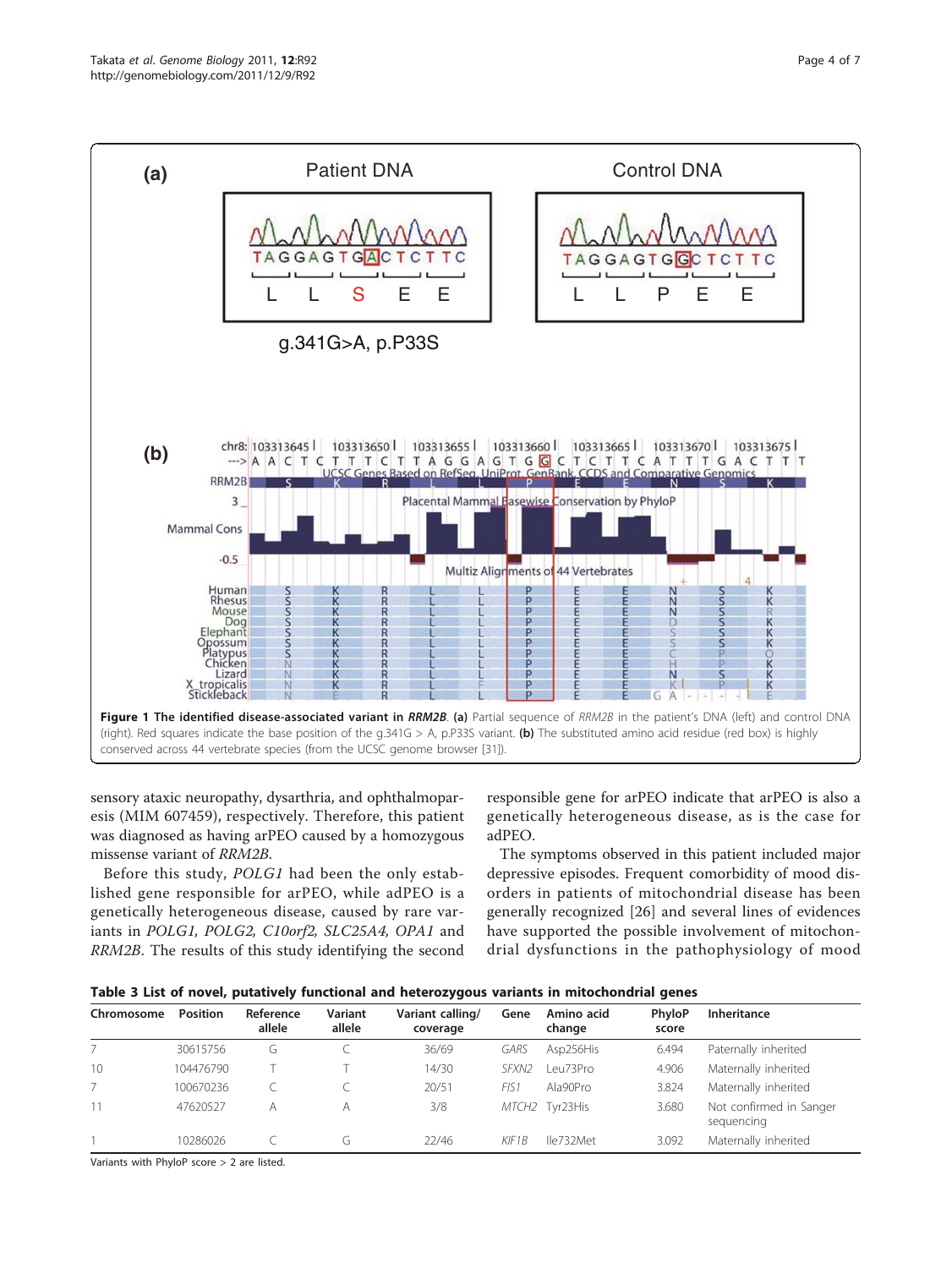**Figure 1 The identified disease-associated variant in *RRM2B*. (a)** Partial sequence of *RRM2B* in the patient's DNA (left) and control DNA (right). Red squares indicate the base position of the g.341G > A, p.P33S variant. **(b)** The substituted amino acid residue (red box) is highly conserved across 44 vertebrate species (from the UCSC genome browser [31]).

sensory ataxic neuropathy, dysarthria, and ophthalmoparesis (MIM 607459), respectively. Therefore, this patient was diagnosed as having arPEO caused by a homozygous missense variant of *RRM2B*.

Before this study, *POLG1* had been the only established gene responsible for arPEO, while adPEO is a genetically heterogeneous disease, caused by rare variants in *POLG1, POLG2, C10orf2, SLC25A4, OPA1* and *RRM2B*. The results of this study identifying the second responsible gene for arPEO indicate that arPEO is also a genetically heterogeneous disease, as is the case for adPEO.

The symptoms observed in this patient included major depressive episodes. Frequent comorbidity of mood disorders in patients of mitochondrial disease has been generally recognized [26] and several lines of evidences have supported the possible involvement of mitochondrial dysfunctions in the pathophysiology of mood

**Table 3 List of novel, putatively functional and heterozygous variants in mitochondrial genes**

| Chromosome | Position | Reference allele | Variant allele | Variant calling/ coverage | Gene | Amino acid change | PhyloP score | Inheritance |
|---|---|---|---|---|---|---|---|---|
| 7 | 30615756 | G | C | 36/69 | *GARS* | Asp256His | 6.494 | Paternally inherited |
| 10 | 104476790 | T | T | 14/30 | *SFXN2* | Leu73Pro | 4.906 | Maternally inherited |
| 7 | 100670236 | C | C | 20/51 | *FIS1* | Ala90Pro | 3.824 | Maternally inherited |
| 11 | 47620527 | A | A | 3/8 | *MTCH2* | Tyr23His | 3.680 | Not confirmed in Sanger sequencing |
| 1 | 10286026 | C | G | 22/46 | *KIF1B* | Ile732Met | 3.092 | Maternally inherited |

Variants with PhyloP score > 2 are listed.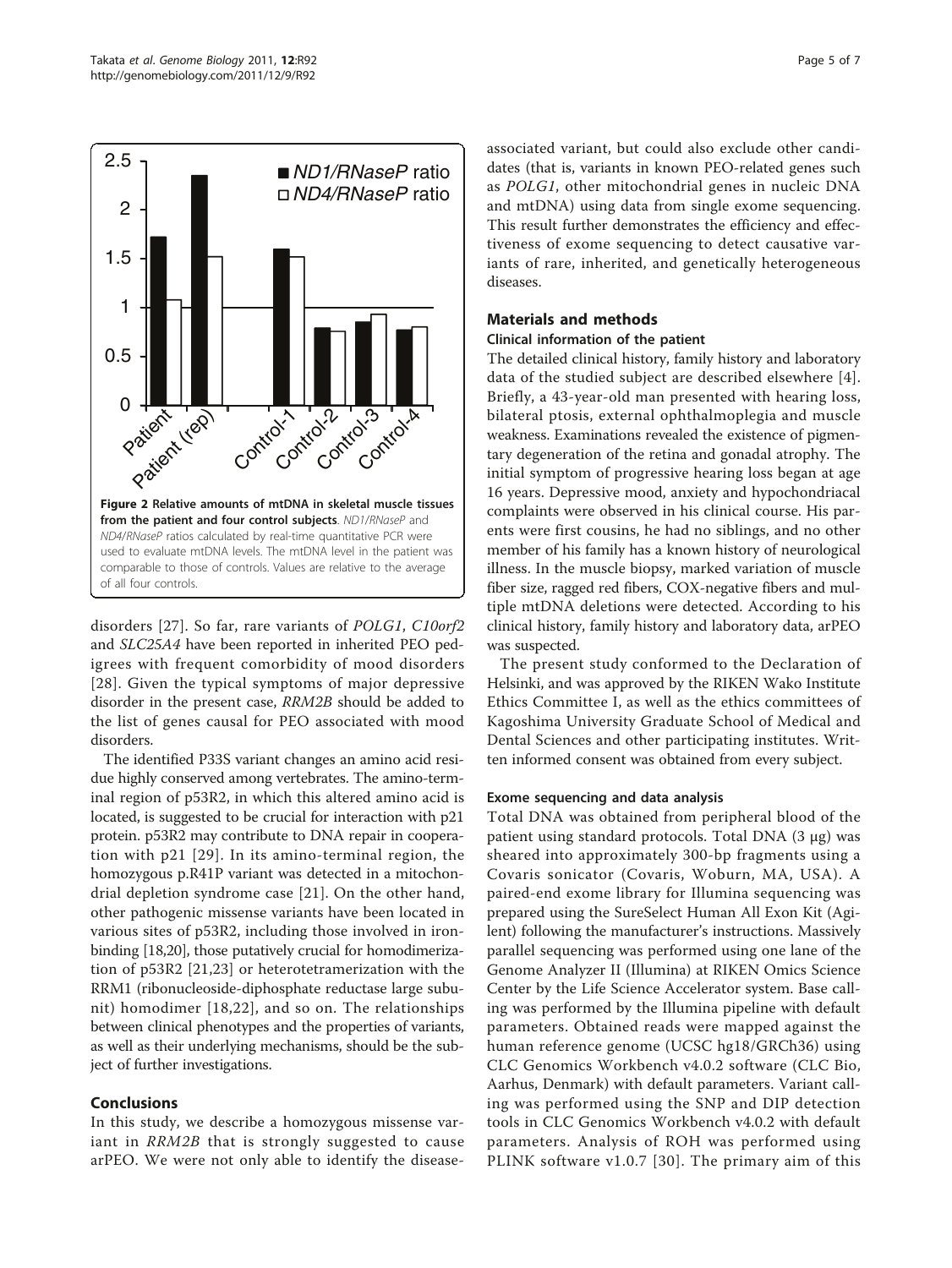**Figure 2 Relative amounts of mtDNA in skeletal muscle tissues from the patient and four control subjects**. *ND1/RNaseP* and *ND4/RNaseP* ratios calculated by real-time quantitative PCR were used to evaluate mtDNA levels. The mtDNA level in the patient was comparable to those of controls. Values are relative to the average of all four controls.

disorders [27]. So far, rare variants of *POLG1*, *C10orf2* and *SLC25A4* have been reported in inherited PEO pedigrees with frequent comorbidity of mood disorders [28]. Given the typical symptoms of major depressive disorder in the present case, *RRM2B* should be added to the list of genes causal for PEO associated with mood disorders.

The identified P33S variant changes an amino acid residue highly conserved among vertebrates. The amino-terminal region of p53R2, in which this altered amino acid is located, is suggested to be crucial for interaction with p21 protein. p53R2 may contribute to DNA repair in cooperation with p21 [29]. In its amino-terminal region, the homozygous p.R41P variant was detected in a mitochondrial depletion syndrome case [21]. On the other hand, other pathogenic missense variants have been located in various sites of p53R2, including those involved in iron-binding [18,20], those putatively crucial for homodimerization of p53R2 [21,23] or heterotetramerization with the RRM1 (ribonucleoside-diphosphate reductase large subunit) homodimer [18,22], and so on. The relationships between clinical phenotypes and the properties of variants, as well as their underlying mechanisms, should be the subject of further investigations.

## Conclusions

In this study, we describe a homozygous missense variant in *RRM2B* that is strongly suggested to cause arPEO. We were not only able to identify the disease-associated variant, but could also exclude other candidates (that is, variants in known PEO-related genes such as *POLG1*, other mitochondrial genes in nucleic DNA and mtDNA) using data from single exome sequencing. This result further demonstrates the efficiency and effectiveness of exome sequencing to detect causative variants of rare, inherited, and genetically heterogeneous diseases.

## Materials and methods

### Clinical information of the patient

The detailed clinical history, family history and laboratory data of the studied subject are described elsewhere [4]. Briefly, a 43-year-old man presented with hearing loss, bilateral ptosis, external ophthalmoplegia and muscle weakness. Examinations revealed the existence of pigmentary degeneration of the retina and gonadal atrophy. The initial symptom of progressive hearing loss began at age 16 years. Depressive mood, anxiety and hypochondriacal complaints were observed in his clinical course. His parents were first cousins, he had no siblings, and no other member of his family has a known history of neurological illness. In the muscle biopsy, marked variation of muscle fiber size, ragged red fibers, COX-negative fibers and multiple mtDNA deletions were detected. According to his clinical history, family history and laboratory data, arPEO was suspected.

The present study conformed to the Declaration of Helsinki, and was approved by the RIKEN Wako Institute Ethics Committee I, as well as the ethics committees of Kagoshima University Graduate School of Medical and Dental Sciences and other participating institutes. Written informed consent was obtained from every subject.

### Exome sequencing and data analysis

Total DNA was obtained from peripheral blood of the patient using standard protocols. Total DNA (3 μg) was sheared into approximately 300-bp fragments using a Covaris sonicator (Covaris, Woburn, MA, USA). A paired-end exome library for Illumina sequencing was prepared using the SureSelect Human All Exon Kit (Agilent) following the manufacturer's instructions. Massively parallel sequencing was performed using one lane of the Genome Analyzer II (Illumina) at RIKEN Omics Science Center by the Life Science Accelerator system. Base calling was performed by the Illumina pipeline with default parameters. Obtained reads were mapped against the human reference genome (UCSC hg18/GRCh36) using CLC Genomics Workbench v4.0.2 software (CLC Bio, Aarhus, Denmark) with default parameters. Variant calling was performed using the SNP and DIP detection tools in CLC Genomics Workbench v4.0.2 with default parameters. Analysis of ROH was performed using PLINK software v1.0.7 [30]. The primary aim of this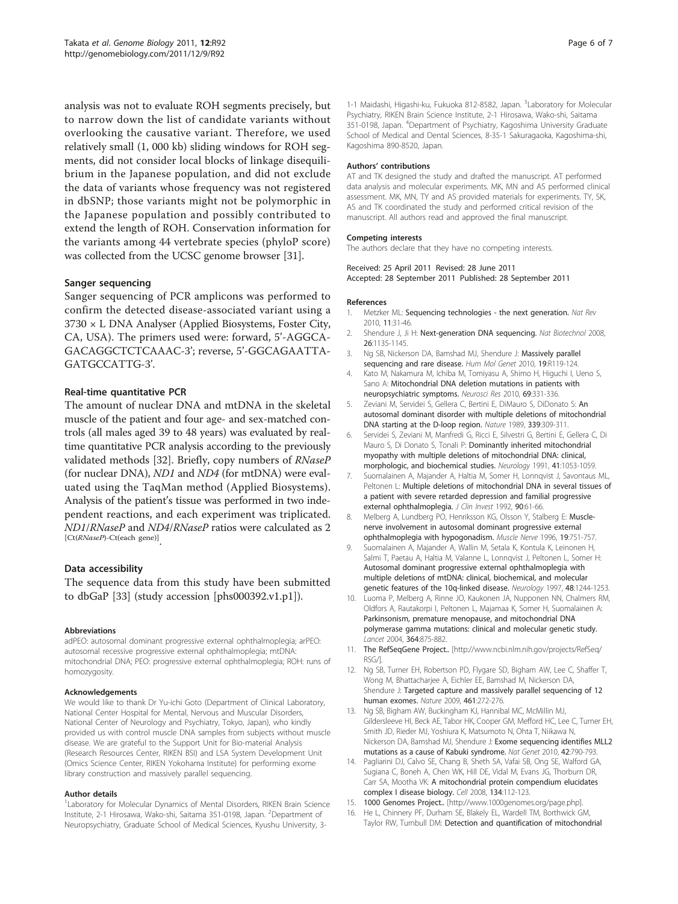analysis was not to evaluate ROH segments precisely, but to narrow down the list of candidate variants without overlooking the causative variant. Therefore, we used relatively small (1, 000 kb) sliding windows for ROH segments, did not consider local blocks of linkage disequilibrium in the Japanese population, and did not exclude the data of variants whose frequency was not registered in dbSNP; those variants might not be polymorphic in the Japanese population and possibly contributed to extend the length of ROH. Conservation information for the variants among 44 vertebrate species (phyloP score) was collected from the UCSC genome browser [31].

### Sanger sequencing

Sanger sequencing of PCR amplicons was performed to confirm the detected disease-associated variant using a 3730 × L DNA Analyser (Applied Biosystems, Foster City, CA, USA). The primers used were: forward, 5'-AGGCAGACAGGCTCTCAAAC-3'; reverse, 5'-GGCAGAATTAGATGCCATTG-3'.

### Real-time quantitative PCR

The amount of nuclear DNA and mtDNA in the skeletal muscle of the patient and four age- and sex-matched controls (all males aged 39 to 48 years) was evaluated by real-time quantitative PCR analysis according to the previously validated methods [32]. Briefly, copy numbers of *RNaseP* (for nuclear DNA), *ND1* and *ND4* (for mtDNA) were evaluated using the TaqMan method (Applied Biosystems). Analysis of the patient's tissue was performed in two independent reactions, and each experiment was triplicated. *ND1*/*RNaseP* and *ND4*/*RNaseP* ratios were calculated as $2^{[Ct(RNaseP)-Ct(each\ gene)]}$.

### Data accessibility

The sequence data from this study have been submitted to dbGaP [33] (study accession [phs000392.v1.p1]).

#### Abbreviations

adPEO: autosomal dominant progressive external ophthalmoplegia; arPEO: autosomal recessive progressive external ophthalmoplegia; mtDNA: mitochondrial DNA; PEO: progressive external ophthalmoplegia; ROH: runs of homozygosity.

#### Acknowledgements

We would like to thank Dr Yu-ichi Goto (Department of Clinical Laboratory, National Center Hospital for Mental, Nervous and Muscular Disorders, National Center of Neurology and Psychiatry, Tokyo, Japan), who kindly provided us with control muscle DNA samples from subjects without muscle disease. We are grateful to the Support Unit for Bio-material Analysis (Research Resources Center, RIKEN BSI) and LSA System Development Unit (Omics Science Center, RIKEN Yokohama Institute) for performing exome library construction and massively parallel sequencing.

#### Author details

[1]Laboratory for Molecular Dynamics of Mental Disorders, RIKEN Brain Science Institute, 2-1 Hirosawa, Wako-shi, Saitama 351-0198, Japan. [2]Department of Neuropsychiatry, Graduate School of Medical Sciences, Kyushu University, 3-1-1 Maidashi, Higashi-ku, Fukuoka 812-8582, Japan. [3]Laboratory for Molecular Psychiatry, RIKEN Brain Science Institute, 2-1 Hirosawa, Wako-shi, Saitama 351-0198, Japan. [4]Department of Psychiatry, Kagoshima University Graduate School of Medical and Dental Sciences, 8-35-1 Sakuragaoka, Kagoshima-shi, Kagoshima 890-8520, Japan.

#### Authors' contributions

AT and TK designed the study and drafted the manuscript. AT performed data analysis and molecular experiments. MK, MN and AS performed clinical assessment. MK, MN, TY and AS provided materials for experiments. TY, SK, AS and TK coordinated the study and performed critical revision of the manuscript. All authors read and approved the final manuscript.

#### Competing interests

The authors declare that they have no competing interests.

Received: 25 April 2011 Revised: 28 June 2011
Accepted: 28 September 2011 Published: 28 September 2011

#### References

1. Metzker ML: **Sequencing technologies - the next generation.** *Nat Rev* 2010, **11**:31-46.
2. Shendure J, Ji H: **Next-generation DNA sequencing.** *Nat Biotechnol* 2008, **26**:1135-1145.
3. Ng SB, Nickerson DA, Bamshad MJ, Shendure J: **Massively parallel sequencing and rare disease.** *Hum Mol Genet* 2010, **19**:R119-124.
4. Kato M, Nakamura M, Ichiba M, Tomiyasu A, Shimo H, Higuchi I, Ueno S, Sano A: **Mitochondrial DNA deletion mutations in patients with neuropsychiatric symptoms.** *Neurosci Res* 2010, **69**:331-336.
5. Zeviani M, Servidei S, Gellera C, Bertini E, DiMauro S, DiDonato S: **An autosomal dominant disorder with multiple deletions of mitochondrial DNA starting at the D-loop region.** *Nature* 1989, **339**:309-311.
6. Servidei S, Zeviani M, Manfredi G, Ricci E, Silvestri G, Bertini E, Gellera C, Di Mauro S, Di Donato S, Tonali P: **Dominantly inherited mitochondrial myopathy with multiple deletions of mitochondrial DNA: clinical, morphologic, and biochemical studies.** *Neurology* 1991, **41**:1053-1059.
7. Suomalainen A, Majander A, Haltia M, Somer H, Lonnqvist J, Savontaus ML, Peltonen L: **Multiple deletions of mitochondrial DNA in several tissues of a patient with severe retarded depression and familial progressive external ophthalmoplegia.** *J Clin Invest* 1992, **90**:61-66.
8. Melberg A, Lundberg PO, Henriksson KG, Olsson Y, Stalberg E: **Muscle-nerve involvement in autosomal dominant progressive external ophthalmoplegia with hypogonadism.** *Muscle Nerve* 1996, **19**:751-757.
9. Suomalainen A, Majander A, Wallin M, Setala K, Kontula K, Leinonen H, Salmi T, Paetau A, Haltia M, Valanne L, Lonnqvist J, Peltonen L, Somer H: **Autosomal dominant progressive external ophthalmoplegia with multiple deletions of mtDNA: clinical, biochemical, and molecular genetic features of the 10q-linked disease.** *Neurology* 1997, **48**:1244-1253.
10. Luoma P, Melberg A, Rinne JO, Kaukonen JA, Nupponen NN, Chalmers RM, Oldfors A, Rautakorpi I, Peltonen L, Majamaa K, Somer H, Suomalainen A: **Parkinsonism, premature menopause, and mitochondrial DNA polymerase gamma mutations: clinical and molecular genetic study.** *Lancet* 2004, **364**:875-882.
11. **The RefSeqGene Project.**. [http://www.ncbi.nlm.nih.gov/projects/RefSeq/RSG/].
12. Ng SB, Turner EH, Robertson PD, Flygare SD, Bigham AW, Lee C, Shaffer T, Wong M, Bhattacharjee A, Eichler EE, Bamshad M, Nickerson DA, Shendure J: **Targeted capture and massively parallel sequencing of 12 human exomes.** *Nature* 2009, **461**:272-276.
13. Ng SB, Bigham AW, Buckingham KJ, Hannibal MC, McMillin MJ, Gildersleeve HI, Beck AE, Tabor HK, Cooper GM, Mefford HC, Lee C, Turner EH, Smith JD, Rieder MJ, Yoshiura K, Matsumoto N, Ohta T, Niikawa N, Nickerson DA, Bamshad MJ, Shendure J: **Exome sequencing identifies MLL2 mutations as a cause of Kabuki syndrome.** *Nat Genet* 2010, **42**:790-793.
14. Pagliarini DJ, Calvo SE, Chang B, Sheth SA, Vafai SB, Ong SE, Walford GA, Sugiana C, Boneh A, Chen WK, Hill DE, Vidal M, Evans JG, Thorburn DR, Carr SA, Mootha VK: **A mitochondrial protein compendium elucidates complex I disease biology.** *Cell* 2008, **134**:112-123.
15. **1000 Genomes Project.**. [http://www.1000genomes.org/page.php].
16. He L, Chinnery PF, Durham SE, Blakely EL, Wardell TM, Borthwick GM, Taylor RW, Turnbull DM: **Detection and quantification of mitochondrial**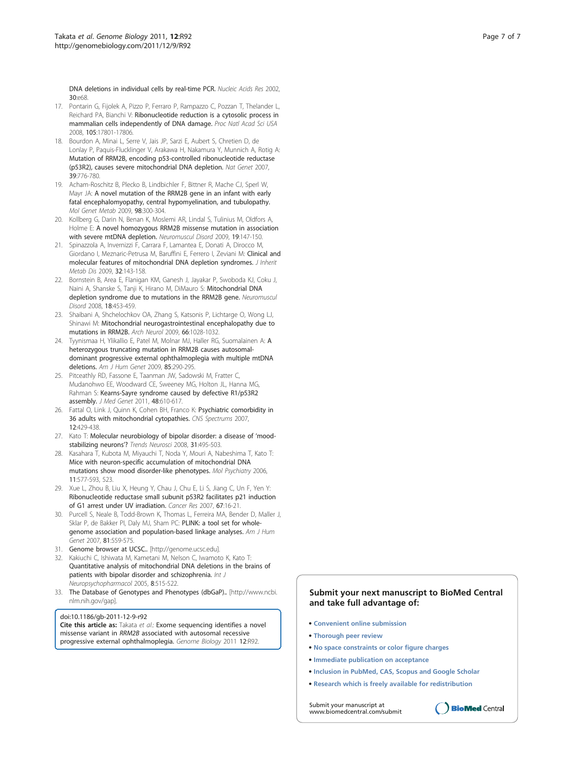DNA deletions in individual cells by real-time PCR. *Nucleic Acids Res* 2002, **30**:e68.

17. Pontarin G, Fijolek A, Pizzo P, Ferraro P, Rampazzo C, Pozzan T, Thelander L, Reichard PA, Bianchi V: **Ribonucleotide reduction is a cytosolic process in mammalian cells independently of DNA damage.** *Proc Natl Acad Sci USA* 2008, **105**:17801-17806.
18. Bourdon A, Minai L, Serre V, Jais JP, Sarzi E, Aubert S, Chretien D, de Lonlay P, Paquis-Flucklinger V, Arakawa H, Nakamura Y, Munnich A, Rotig A: **Mutation of RRM2B, encoding p53-controlled ribonucleotide reductase (p53R2), causes severe mitochondrial DNA depletion.** *Nat Genet* 2007, **39**:776-780.
19. Acham-Roschitz B, Plecko B, Lindbichler F, Bittner R, Mache CJ, Sperl W, Mayr JA: **A novel mutation of the RRM2B gene in an infant with early fatal encephalomyopathy, central hypomyelination, and tubulopathy.** *Mol Genet Metab* 2009, **98**:300-304.
20. Kollberg G, Darin N, Benan K, Moslemi AR, Lindal S, Tulinius M, Oldfors A, Holme E: **A novel homozygous RRM2B missense mutation in association with severe mtDNA depletion.** *Neuromuscul Disord* 2009, **19**:147-150.
21. Spinazzola A, Invernizzi F, Carrara F, Lamantea E, Donati A, Dirocco M, Giordano I, Meznaric-Petrusa M, Baruffini E, Ferrero I, Zeviani M: **Clinical and molecular features of mitochondrial DNA depletion syndromes.** *J Inherit Metab Dis* 2009, **32**:143-158.
22. Bornstein B, Area E, Flanigan KM, Ganesh J, Jayakar P, Swoboda KJ, Coku J, Naini A, Shanske S, Tanji K, Hirano M, DiMauro S: **Mitochondrial DNA depletion syndrome due to mutations in the RRM2B gene.** *Neuromuscul Disord* 2008, **18**:453-459.
23. Shaibani A, Shchelochkov OA, Zhang S, Katsonis P, Lichtarge O, Wong LJ, Shinawi M: **Mitochondrial neurogastrointestinal encephalopathy due to mutations in RRM2B.** *Arch Neurol* 2009, **66**:1028-1032.
24. Tyynismaa H, Ylikallio E, Patel M, Molnar MJ, Haller RG, Suomalainen A: **A heterozygous truncating mutation in RRM2B causes autosomal-dominant progressive external ophthalmoplegia with multiple mtDNA deletions.** *Am J Hum Genet* 2009, **85**:290-295.
25. Pitceathly RD, Fassone E, Taanman JW, Sadowski M, Fratter C, Mudanohwo EE, Woodward CE, Sweeney MG, Holton JL, Hanna MG, Rahman S: **Kearns-Sayre syndrome caused by defective R1/p53R2 assembly.** *J Med Genet* 2011, **48**:610-617.
26. Fattal O, Link J, Quinn K, Cohen BH, Franco K: **Psychiatric comorbidity in 36 adults with mitochondrial cytopathies.** *CNS Spectrums* 2007, **12**:429-438.
27. Kato T: **Molecular neurobiology of bipolar disorder: a disease of 'mood-stabilizing neurons'?** *Trends Neurosci* 2008, **31**:495-503.
28. Kasahara T, Kubota M, Miyauchi T, Noda Y, Mouri A, Nabeshima T, Kato T: **Mice with neuron-specific accumulation of mitochondrial DNA mutations show mood disorder-like phenotypes.** *Mol Psychiatry* 2006, **11**:577-593, 523.
29. Xue L, Zhou B, Liu X, Heung Y, Chau J, Chu E, Li S, Jiang C, Un F, Yen Y: **Ribonucleotide reductase small subunit p53R2 facilitates p21 induction of G1 arrest under UV irradiation.** *Cancer Res* 2007, **67**:16-21.
30. Purcell S, Neale B, Todd-Brown K, Thomas L, Ferreira MA, Bender D, Maller J, Sklar P, de Bakker PI, Daly MJ, Sham PC: **PLINK: a tool set for whole-genome association and population-based linkage analyses.** *Am J Hum Genet* 2007, **81**:559-575.
31. **Genome browser at UCSC.**. [http://genome.ucsc.edu].
32. Kakiuchi C, Ishiwata M, Kametani M, Nelson C, Iwamoto K, Kato T: **Quantitative analysis of mitochondrial DNA deletions in the brains of patients with bipolar disorder and schizophrenia.** *Int J Neuropsychopharmacol* 2005, **8**:515-522.
33. **The Database of Genotypes and Phenotypes (dbGaP).**. [http://www.ncbi.nlm.nih.gov/gap].

doi:10.1186/gb-2011-12-9-r92

**Cite this article as:** Takata *et al.*: Exome sequencing identifies a novel missense variant in *RRM2B* associated with autosomal recessive progressive external ophthalmoplegia. *Genome Biology* 2011 **12**:R92.

**Submit your next manuscript to BioMed Central and take full advantage of:**

- Convenient online submission
- Thorough peer review
- No space constraints or color figure charges
- Immediate publication on acceptance
- Inclusion in PubMed, CAS, Scopus and Google Scholar
- Research which is freely available for redistribution

Submit your manuscript at
www.biomedcentral.com/submit

BioMed Central